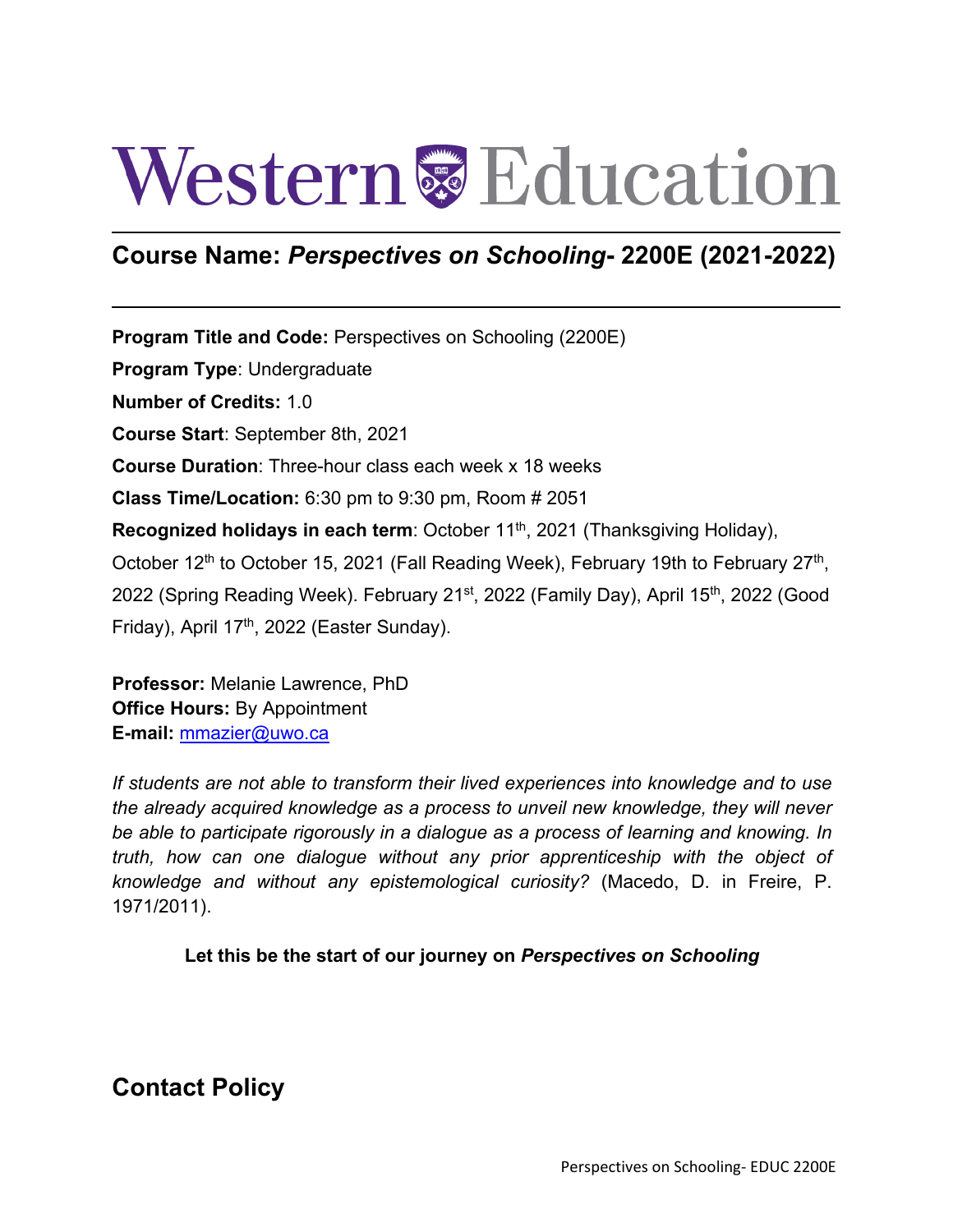# Western Education

## Course Name: *Perspectives on Schooling*- 2200E (2021-2022)

**Program Title and Code:** Perspectives on Schooling (2200E)

**Program Type**: Undergraduate

**Number of Credits:** 1.0

**Course Start**: September 8th, 2021

**Course Duration**: Three-hour class each week x 18 weeks

**Class Time/Location:** 6:30 pm to 9:30 pm, Room # 2051

**Recognized holidays in each term**: October 11th, 2021 (Thanksgiving Holiday), October 12th to October 15, 2021 (Fall Reading Week), February 19th to February 27th, 2022 (Spring Reading Week). February 21st, 2022 (Family Day), April 15th, 2022 (Good Friday), April 17th, 2022 (Easter Sunday).

**Professor:** Melanie Lawrence, PhD
**Office Hours:** By Appointment
**E-mail:** mmazier@uwo.ca

*If students are not able to transform their lived experiences into knowledge and to use the already acquired knowledge as a process to unveil new knowledge, they will never be able to participate rigorously in a dialogue as a process of learning and knowing. In truth, how can one dialogue without any prior apprenticeship with the object of knowledge and without any epistemological curiosity?* (Macedo, D. in Freire, P. 1971/2011).

**Let this be the start of our journey on *Perspectives on Schooling***

## Contact Policy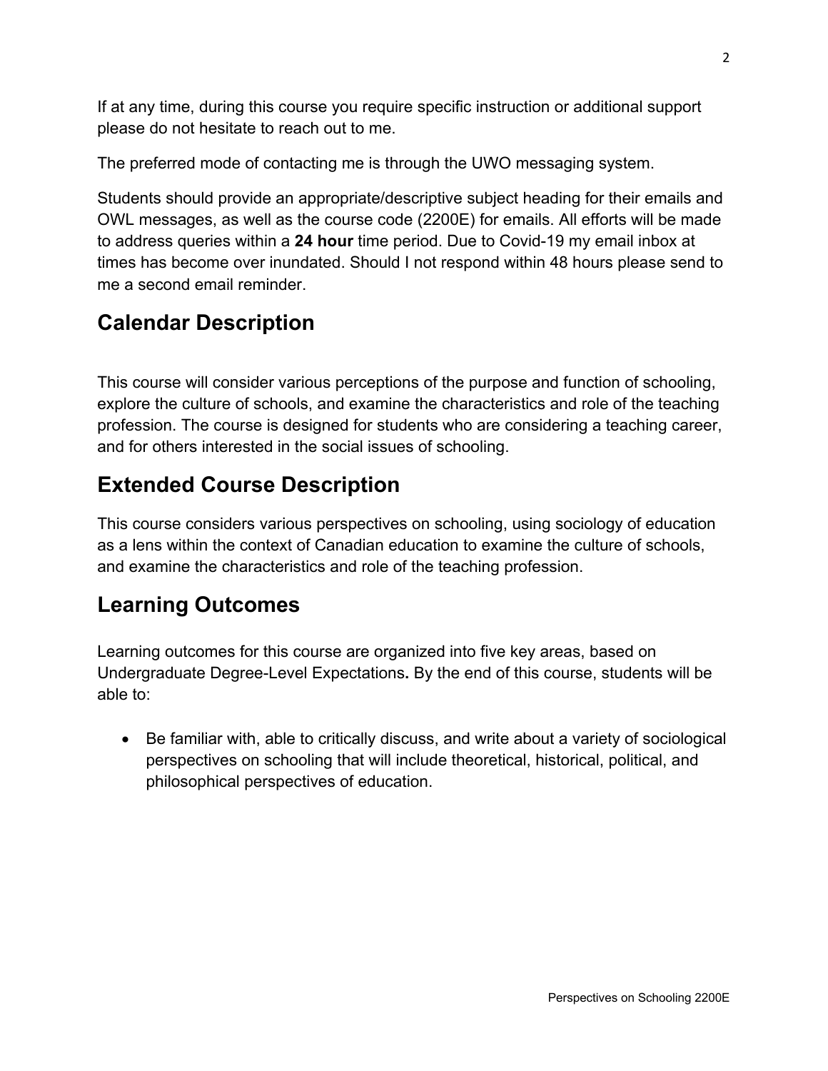If at any time, during this course you require specific instruction or additional support please do not hesitate to reach out to me.

The preferred mode of contacting me is through the UWO messaging system.

Students should provide an appropriate/descriptive subject heading for their emails and OWL messages, as well as the course code (2200E) for emails. All efforts will be made to address queries within a **24 hour** time period. Due to Covid-19 my email inbox at times has become over inundated. Should I not respond within 48 hours please send to me a second email reminder.

## Calendar Description

This course will consider various perceptions of the purpose and function of schooling, explore the culture of schools, and examine the characteristics and role of the teaching profession. The course is designed for students who are considering a teaching career, and for others interested in the social issues of schooling.

## Extended Course Description

This course considers various perspectives on schooling, using sociology of education as a lens within the context of Canadian education to examine the culture of schools, and examine the characteristics and role of the teaching profession.

## Learning Outcomes

Learning outcomes for this course are organized into five key areas, based on Undergraduate Degree-Level Expectations**.** By the end of this course, students will be able to:

- Be familiar with, able to critically discuss, and write about a variety of sociological perspectives on schooling that will include theoretical, historical, political, and philosophical perspectives of education.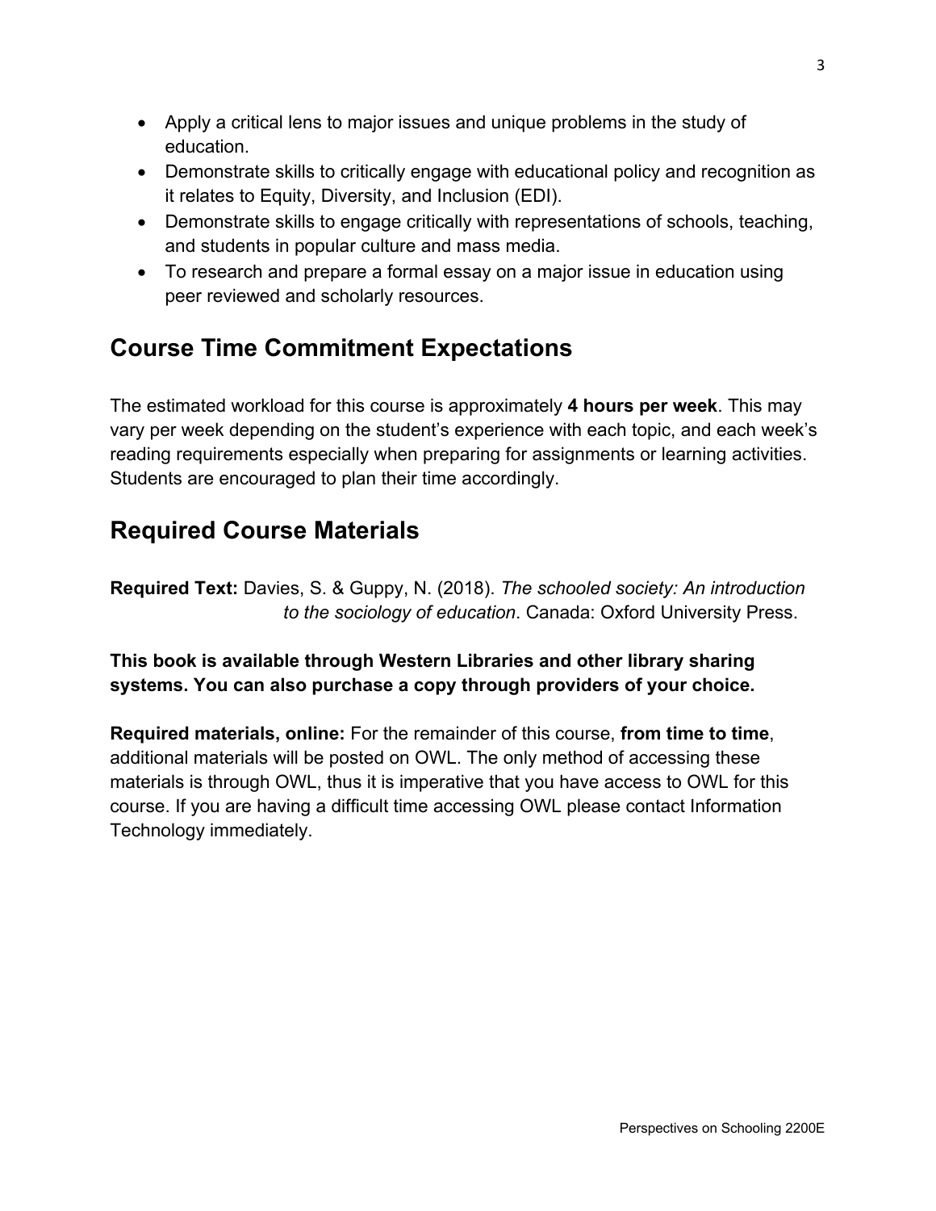- Apply a critical lens to major issues and unique problems in the study of education.
- Demonstrate skills to critically engage with educational policy and recognition as it relates to Equity, Diversity, and Inclusion (EDI).
- Demonstrate skills to engage critically with representations of schools, teaching, and students in popular culture and mass media.
- To research and prepare a formal essay on a major issue in education using peer reviewed and scholarly resources.

## Course Time Commitment Expectations

The estimated workload for this course is approximately **4 hours per week**. This may vary per week depending on the student's experience with each topic, and each week's reading requirements especially when preparing for assignments or learning activities. Students are encouraged to plan their time accordingly.

## Required Course Materials

**Required Text:** Davies, S. & Guppy, N. (2018). *The schooled society: An introduction to the sociology of education*. Canada: Oxford University Press.

**This book is available through Western Libraries and other library sharing systems. You can also purchase a copy through providers of your choice.**

**Required materials, online:** For the remainder of this course, **from time to time**, additional materials will be posted on OWL. The only method of accessing these materials is through OWL, thus it is imperative that you have access to OWL for this course. If you are having a difficult time accessing OWL please contact Information Technology immediately.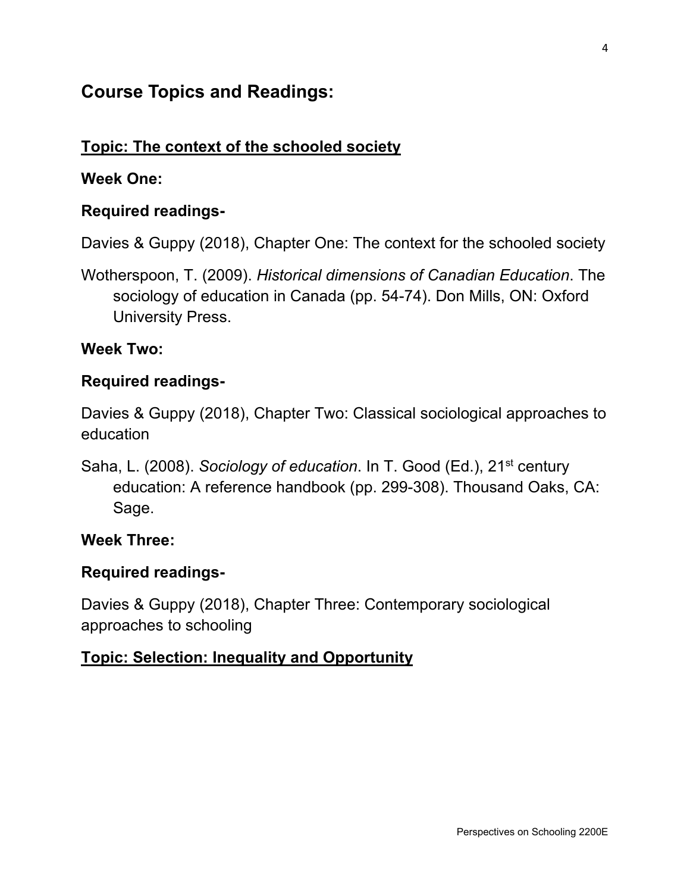## Course Topics and Readings:

**<u>Topic: The context of the schooled society</u>**

**Week One:**

**Required readings-**

Davies & Guppy (2018), Chapter One: The context for the schooled society

Wotherspoon, T. (2009). *Historical dimensions of Canadian Education*. The sociology of education in Canada (pp. 54-74). Don Mills, ON: Oxford University Press.

**Week Two:**

**Required readings-**

Davies & Guppy (2018), Chapter Two: Classical sociological approaches to education

Saha, L. (2008). *Sociology of education*. In T. Good (Ed.), 21st century education: A reference handbook (pp. 299-308). Thousand Oaks, CA: Sage.

**Week Three:**

**Required readings-**

Davies & Guppy (2018), Chapter Three: Contemporary sociological approaches to schooling

**<u>Topic: Selection: Inequality and Opportunity</u>**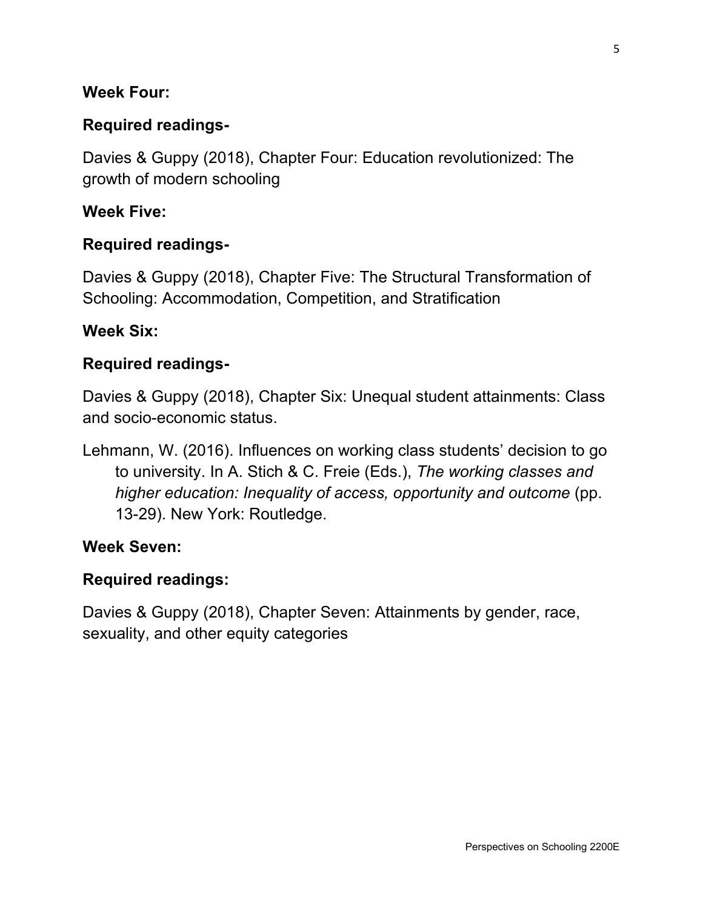**Week Four:**

**Required readings-**

Davies & Guppy (2018), Chapter Four: Education revolutionized: The growth of modern schooling

**Week Five:**

**Required readings-**

Davies & Guppy (2018), Chapter Five: The Structural Transformation of Schooling: Accommodation, Competition, and Stratification

**Week Six:**

**Required readings-**

Davies & Guppy (2018), Chapter Six: Unequal student attainments: Class and socio-economic status.

Lehmann, W. (2016). Influences on working class students' decision to go to university. In A. Stich & C. Freie (Eds.), *The working classes and higher education: Inequality of access, opportunity and outcome* (pp. 13-29). New York: Routledge.

**Week Seven:**

**Required readings:**

Davies & Guppy (2018), Chapter Seven: Attainments by gender, race, sexuality, and other equity categories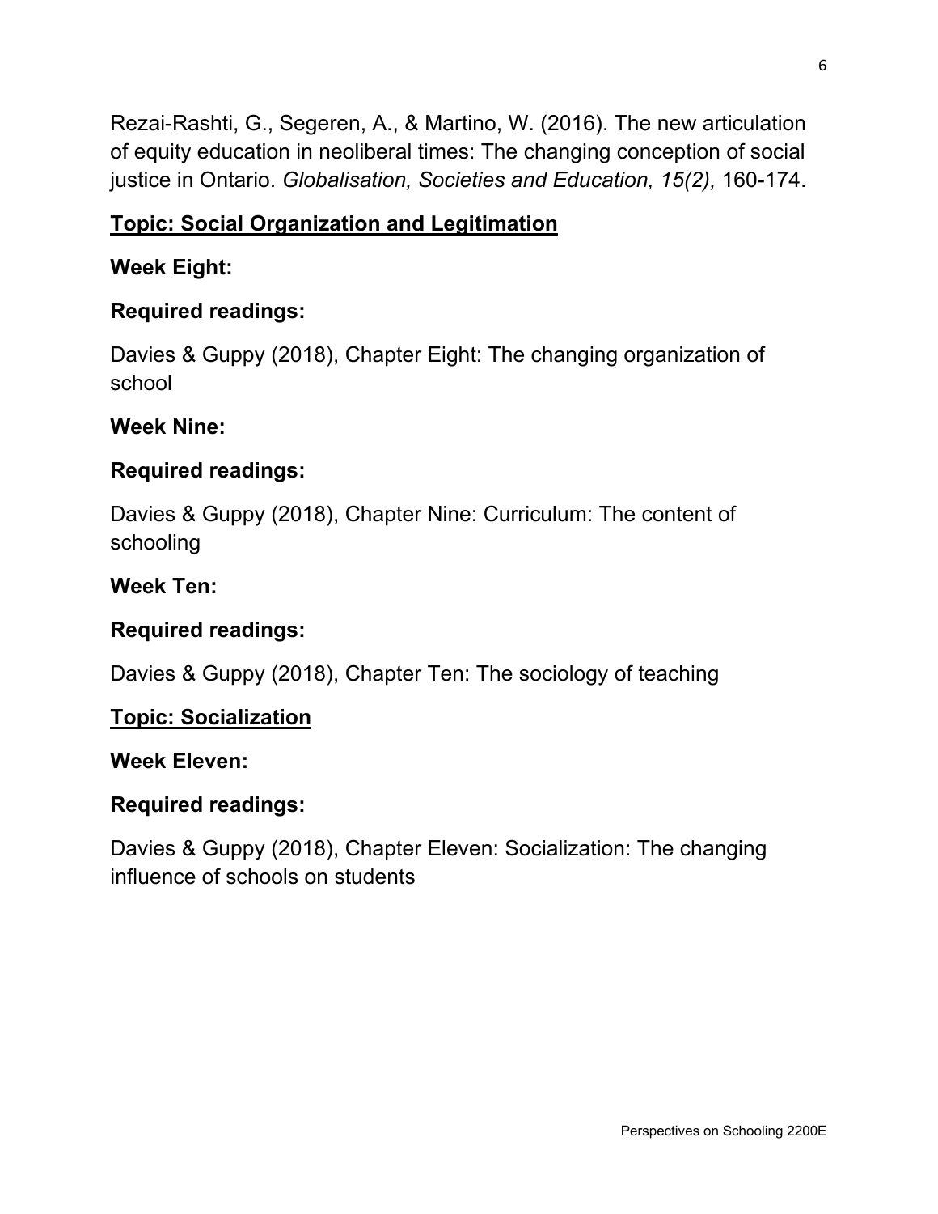Rezai-Rashti, G., Segeren, A., & Martino, W. (2016). The new articulation of equity education in neoliberal times: The changing conception of social justice in Ontario. *Globalisation, Societies and Education, 15(2),* 160-174.

## <u>Topic: Social Organization and Legitimation</u>

**Week Eight:**

**Required readings:**

Davies & Guppy (2018), Chapter Eight: The changing organization of school

**Week Nine:**

**Required readings:**

Davies & Guppy (2018), Chapter Nine: Curriculum: The content of schooling

**Week Ten:**

**Required readings:**

Davies & Guppy (2018), Chapter Ten: The sociology of teaching

## <u>Topic: Socialization</u>

**Week Eleven:**

**Required readings:**

Davies & Guppy (2018), Chapter Eleven: Socialization: The changing influence of schools on students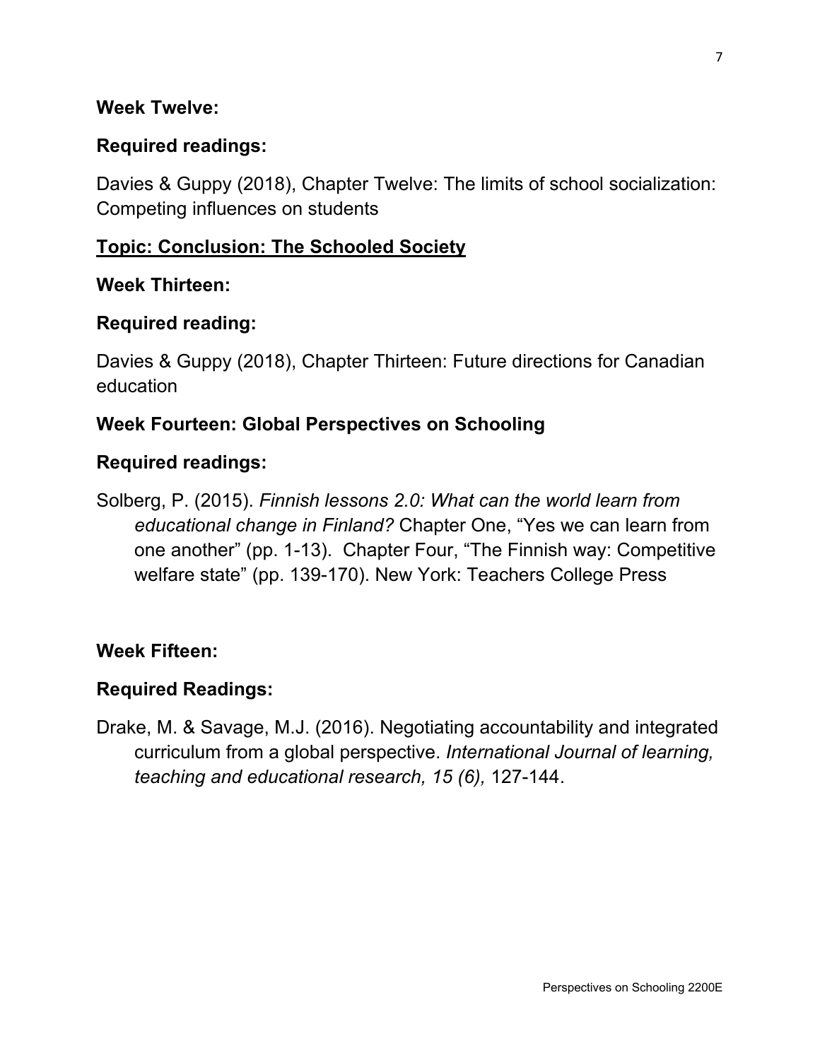**Week Twelve:**

**Required readings:**

Davies & Guppy (2018), Chapter Twelve: The limits of school socialization: Competing influences on students

**<u>Topic: Conclusion: The Schooled Society</u>**

**Week Thirteen:**

**Required reading:**

Davies & Guppy (2018), Chapter Thirteen: Future directions for Canadian education

**Week Fourteen: Global Perspectives on Schooling**

**Required readings:**

Solberg, P. (2015). *Finnish lessons 2.0: What can the world learn from educational change in Finland?* Chapter One, "Yes we can learn from one another" (pp. 1-13). Chapter Four, "The Finnish way: Competitive welfare state" (pp. 139-170). New York: Teachers College Press

**Week Fifteen:**

**Required Readings:**

Drake, M. & Savage, M.J. (2016). Negotiating accountability and integrated curriculum from a global perspective. *International Journal of learning, teaching and educational research, 15 (6),* 127-144.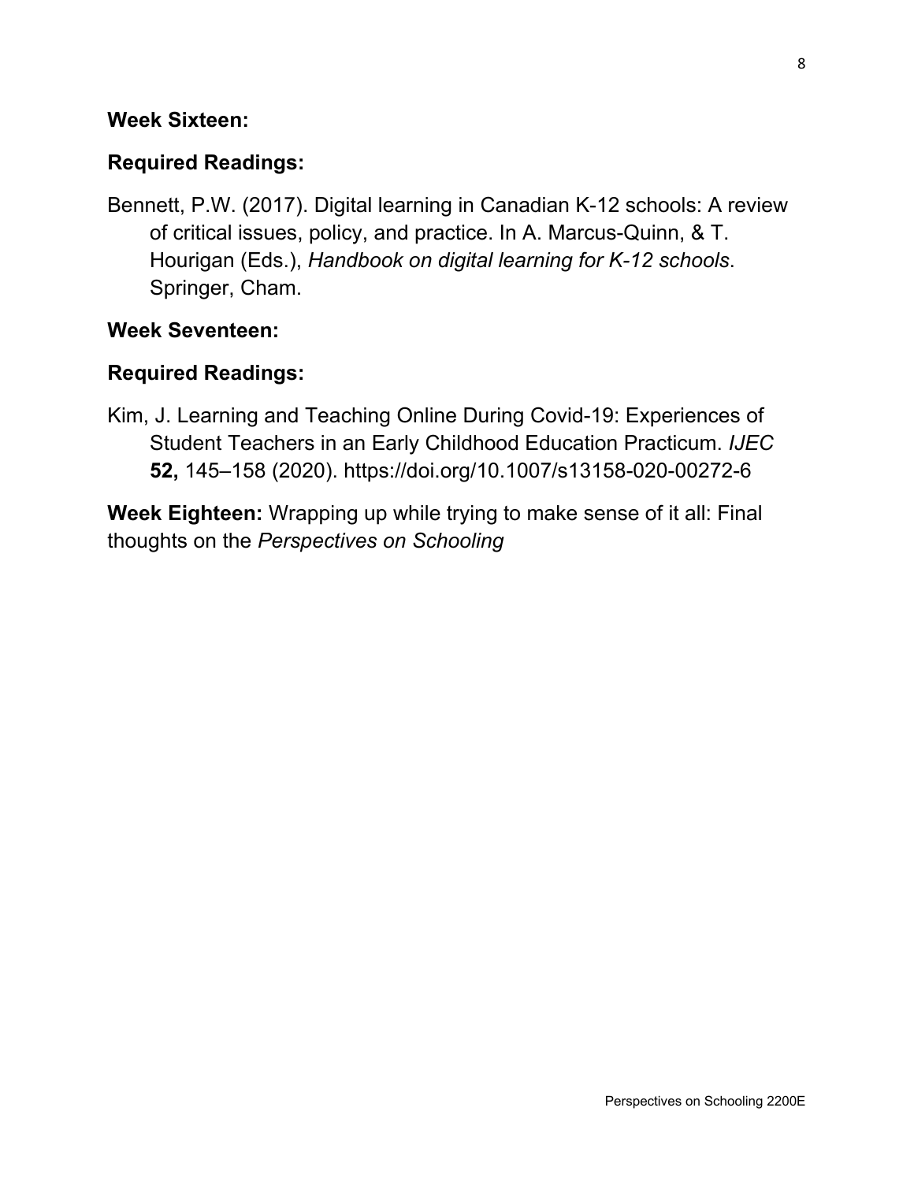**Week Sixteen:**

**Required Readings:**

Bennett, P.W. (2017). Digital learning in Canadian K-12 schools: A review of critical issues, policy, and practice. In A. Marcus-Quinn, & T. Hourigan (Eds.), *Handbook on digital learning for K-12 schools*. Springer, Cham.

**Week Seventeen:**

**Required Readings:**

Kim, J. Learning and Teaching Online During Covid-19: Experiences of Student Teachers in an Early Childhood Education Practicum. *IJEC* **52,** 145–158 (2020). https://doi.org/10.1007/s13158-020-00272-6

**Week Eighteen:** Wrapping up while trying to make sense of it all: Final thoughts on the *Perspectives on Schooling*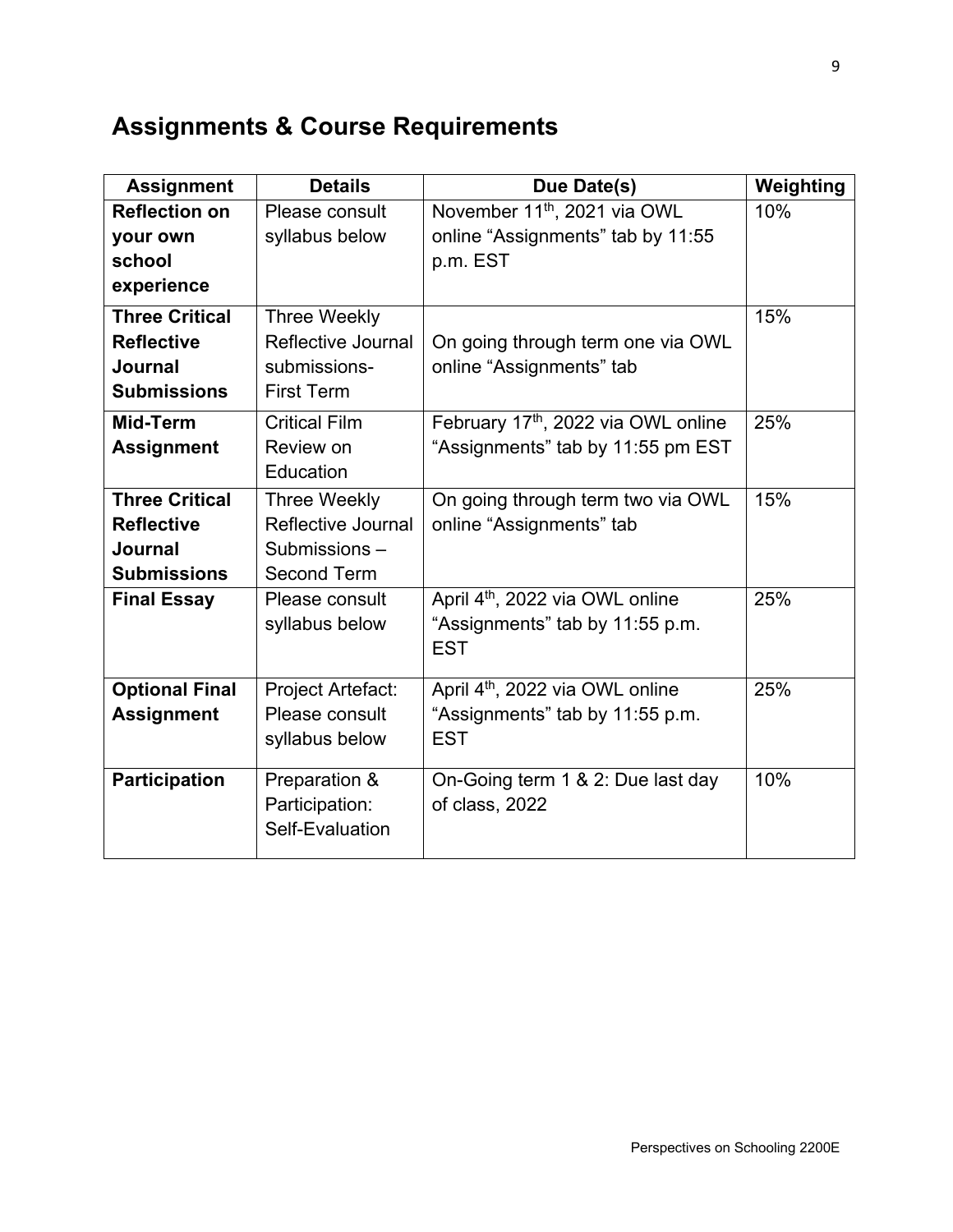## Assignments & Course Requirements

| Assignment | Details | Due Date(s) | Weighting |
|---|---|---|---|
| **Reflection on your own school experience** | Please consult syllabus below | November 11th, 2021 via OWL online "Assignments" tab by 11:55 p.m. EST | 10% |
| **Three Critical Reflective Journal Submissions** | Three Weekly Reflective Journal submissions- First Term | On going through term one via OWL online "Assignments" tab | 15% |
| **Mid-Term Assignment** | Critical Film Review on Education | February 17th, 2022 via OWL online "Assignments" tab by 11:55 pm EST | 25% |
| **Three Critical Reflective Journal Submissions** | Three Weekly Reflective Journal Submissions – Second Term | On going through term two via OWL online "Assignments" tab | 15% |
| **Final Essay** | Please consult syllabus below | April 4th, 2022 via OWL online "Assignments" tab by 11:55 p.m. EST | 25% |
| **Optional Final Assignment** | Project Artefact: Please consult syllabus below | April 4th, 2022 via OWL online "Assignments" tab by 11:55 p.m. EST | 25% |
| **Participation** | Preparation & Participation: Self-Evaluation | On-Going term 1 & 2: Due last day of class, 2022 | 10% |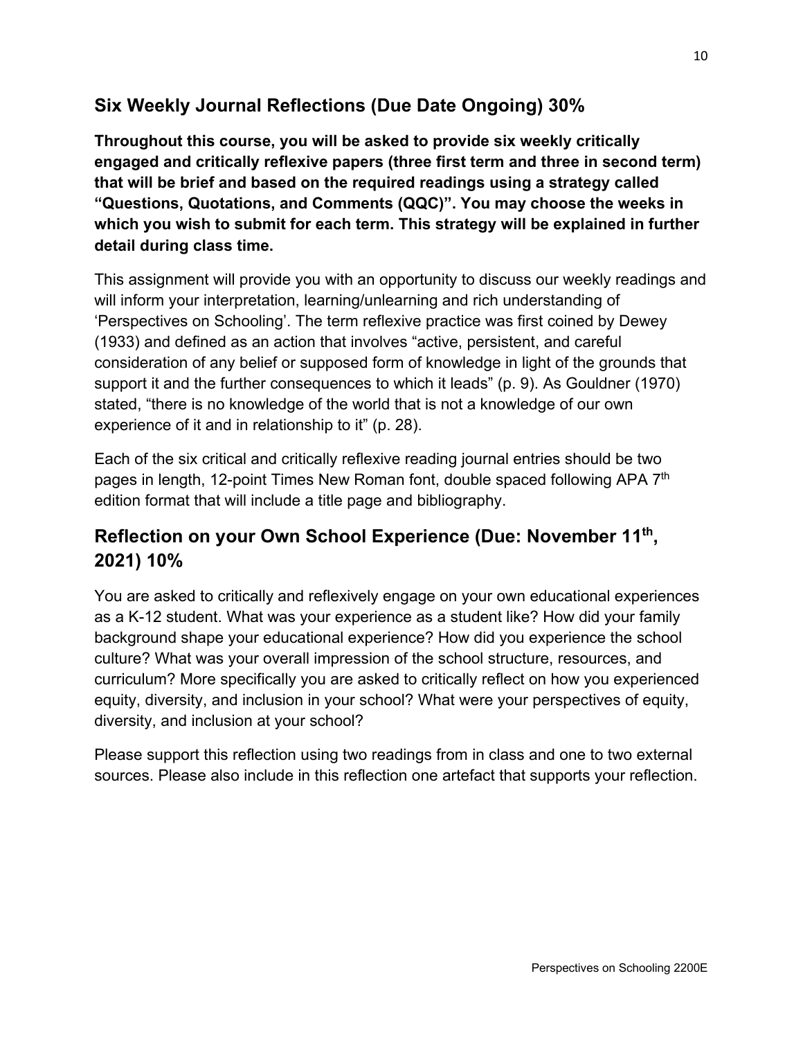## Six Weekly Journal Reflections (Due Date Ongoing) 30%

**Throughout this course, you will be asked to provide six weekly critically engaged and critically reflexive papers (three first term and three in second term) that will be brief and based on the required readings using a strategy called "Questions, Quotations, and Comments (QQC)". You may choose the weeks in which you wish to submit for each term. This strategy will be explained in further detail during class time.**

This assignment will provide you with an opportunity to discuss our weekly readings and will inform your interpretation, learning/unlearning and rich understanding of 'Perspectives on Schooling'. The term reflexive practice was first coined by Dewey (1933) and defined as an action that involves "active, persistent, and careful consideration of any belief or supposed form of knowledge in light of the grounds that support it and the further consequences to which it leads" (p. 9). As Gouldner (1970) stated, "there is no knowledge of the world that is not a knowledge of our own experience of it and in relationship to it" (p. 28).

Each of the six critical and critically reflexive reading journal entries should be two pages in length, 12-point Times New Roman font, double spaced following APA 7th edition format that will include a title page and bibliography.

## Reflection on your Own School Experience (Due: November 11th, 2021) 10%

You are asked to critically and reflexively engage on your own educational experiences as a K-12 student. What was your experience as a student like? How did your family background shape your educational experience? How did you experience the school culture? What was your overall impression of the school structure, resources, and curriculum? More specifically you are asked to critically reflect on how you experienced equity, diversity, and inclusion in your school? What were your perspectives of equity, diversity, and inclusion at your school?

Please support this reflection using two readings from in class and one to two external sources. Please also include in this reflection one artefact that supports your reflection.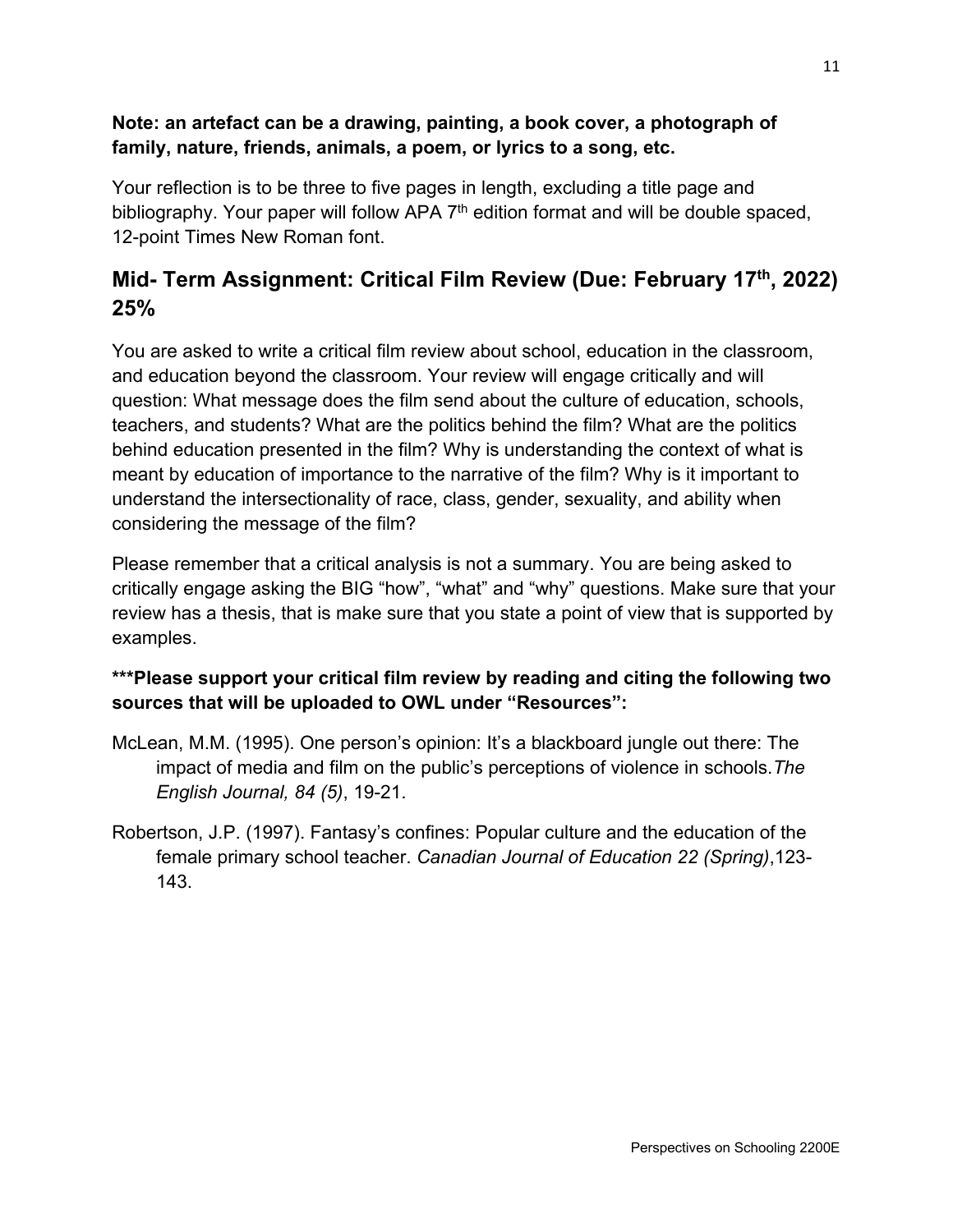**Note: an artefact can be a drawing, painting, a book cover, a photograph of family, nature, friends, animals, a poem, or lyrics to a song, etc.**

Your reflection is to be three to five pages in length, excluding a title page and bibliography. Your paper will follow APA 7th edition format and will be double spaced, 12-point Times New Roman font.

## Mid- Term Assignment: Critical Film Review (Due: February 17th, 2022) 25%

You are asked to write a critical film review about school, education in the classroom, and education beyond the classroom. Your review will engage critically and will question: What message does the film send about the culture of education, schools, teachers, and students? What are the politics behind the film? What are the politics behind education presented in the film? Why is understanding the context of what is meant by education of importance to the narrative of the film? Why is it important to understand the intersectionality of race, class, gender, sexuality, and ability when considering the message of the film?

Please remember that a critical analysis is not a summary. You are being asked to critically engage asking the BIG "how", "what" and "why" questions. Make sure that your review has a thesis, that is make sure that you state a point of view that is supported by examples.

**\*\*\*Please support your critical film review by reading and citing the following two sources that will be uploaded to OWL under "Resources":**

McLean, M.M. (1995). One person's opinion: It's a blackboard jungle out there: The impact of media and film on the public's perceptions of violence in schools.*The English Journal, 84 (5)*, 19-21.

Robertson, J.P. (1997). Fantasy's confines: Popular culture and the education of the female primary school teacher. *Canadian Journal of Education 22 (Spring)*,123-143.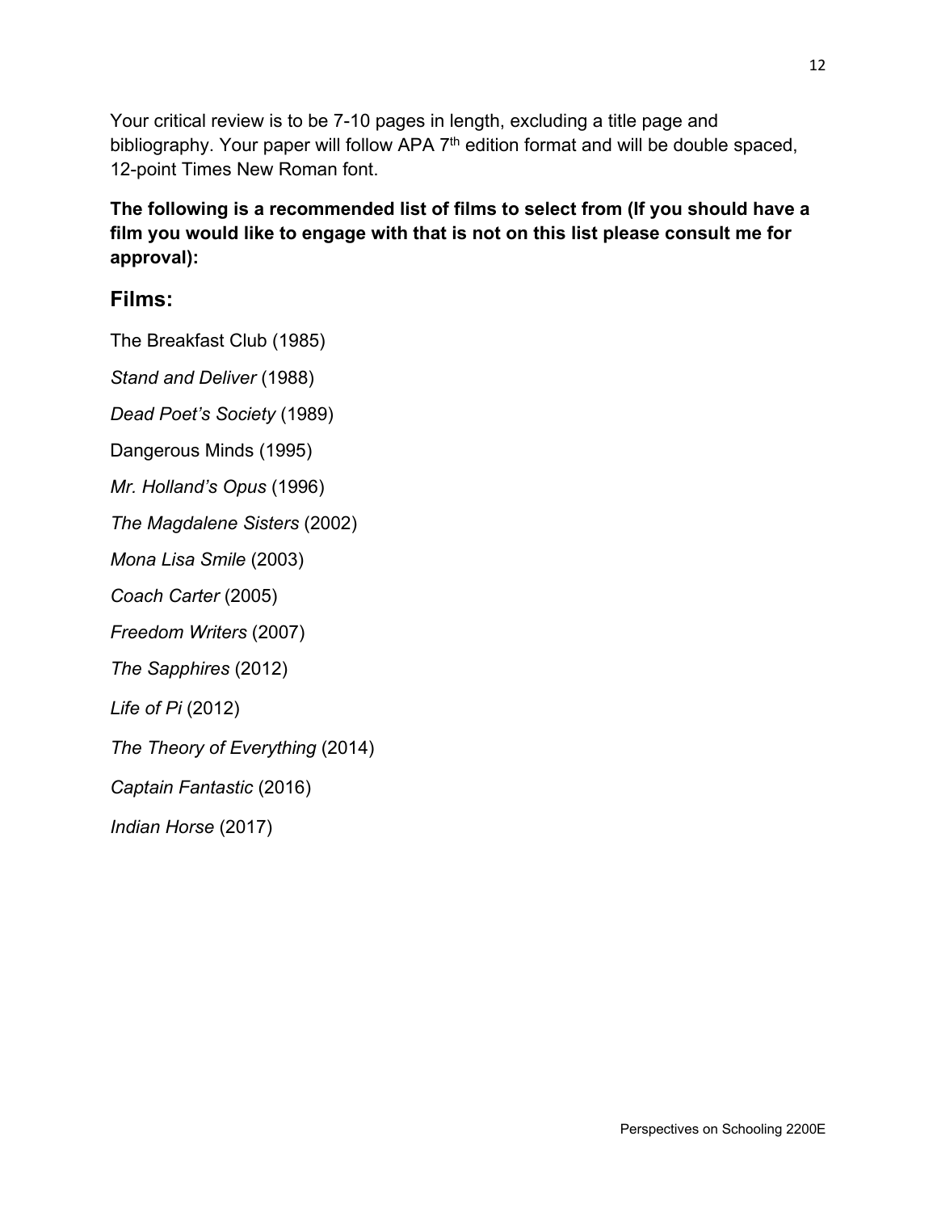Your critical review is to be 7-10 pages in length, excluding a title page and bibliography. Your paper will follow APA 7th edition format and will be double spaced, 12-point Times New Roman font.

**The following is a recommended list of films to select from (If you should have a film you would like to engage with that is not on this list please consult me for approval):**

## Films:

The Breakfast Club (1985)

*Stand and Deliver* (1988)

*Dead Poet's Society* (1989)

Dangerous Minds (1995)

*Mr. Holland's Opus* (1996)

*The Magdalene Sisters* (2002)

*Mona Lisa Smile* (2003)

*Coach Carter* (2005)

*Freedom Writers* (2007)

*The Sapphires* (2012)

*Life of Pi* (2012)

*The Theory of Everything* (2014)

*Captain Fantastic* (2016)

*Indian Horse* (2017)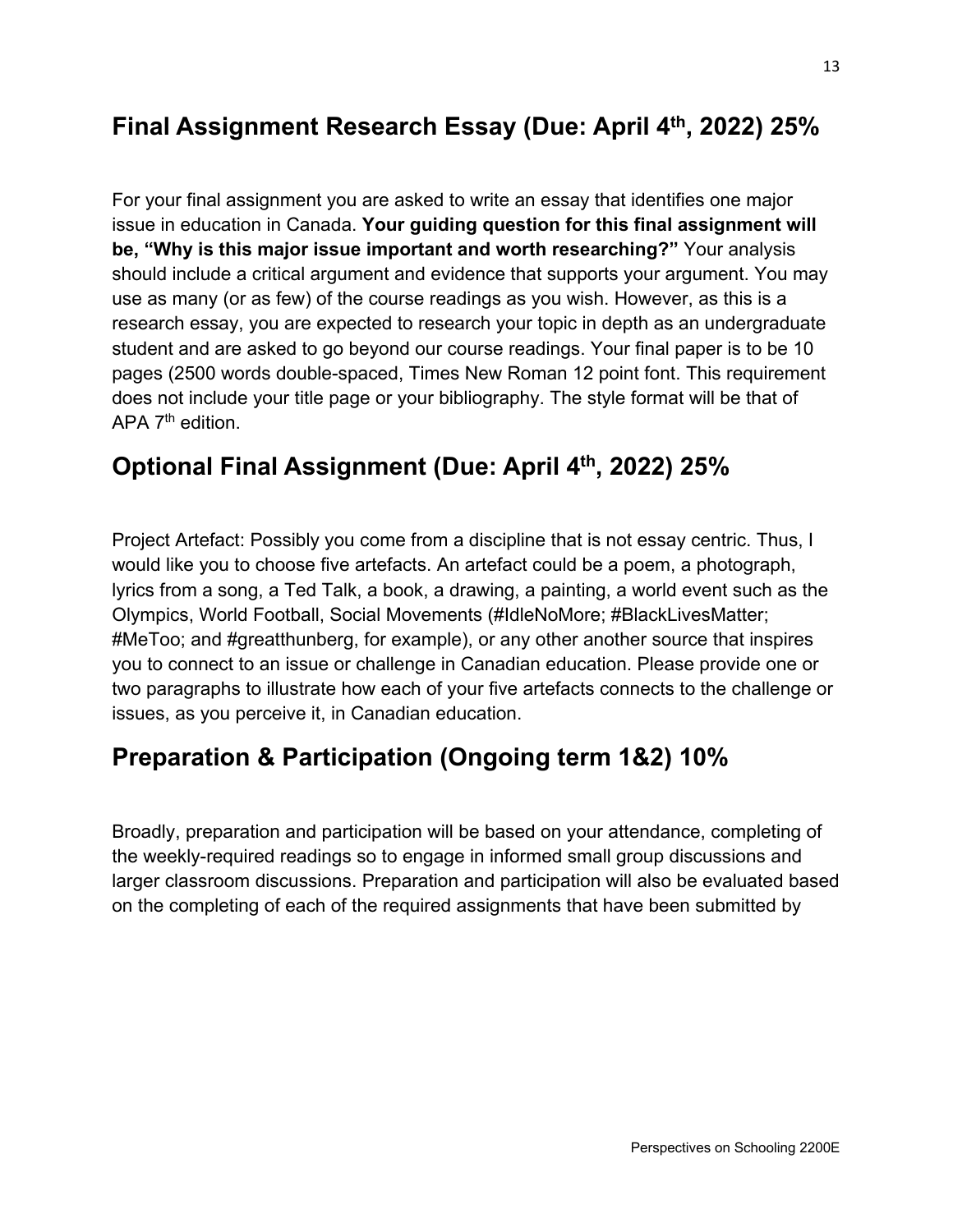## Final Assignment Research Essay (Due: April 4th, 2022) 25%

For your final assignment you are asked to write an essay that identifies one major issue in education in Canada. **Your guiding question for this final assignment will be, "Why is this major issue important and worth researching?"** Your analysis should include a critical argument and evidence that supports your argument. You may use as many (or as few) of the course readings as you wish. However, as this is a research essay, you are expected to research your topic in depth as an undergraduate student and are asked to go beyond our course readings. Your final paper is to be 10 pages (2500 words double-spaced, Times New Roman 12 point font. This requirement does not include your title page or your bibliography. The style format will be that of APA 7th edition.

## Optional Final Assignment (Due: April 4th, 2022) 25%

Project Artefact: Possibly you come from a discipline that is not essay centric. Thus, I would like you to choose five artefacts. An artefact could be a poem, a photograph, lyrics from a song, a Ted Talk, a book, a drawing, a painting, a world event such as the Olympics, World Football, Social Movements (#IdleNoMore; #BlackLivesMatter; #MeToo; and #greatthunberg, for example), or any other another source that inspires you to connect to an issue or challenge in Canadian education. Please provide one or two paragraphs to illustrate how each of your five artefacts connects to the challenge or issues, as you perceive it, in Canadian education.

## Preparation & Participation (Ongoing term 1&2) 10%

Broadly, preparation and participation will be based on your attendance, completing of the weekly-required readings so to engage in informed small group discussions and larger classroom discussions. Preparation and participation will also be evaluated based on the completing of each of the required assignments that have been submitted by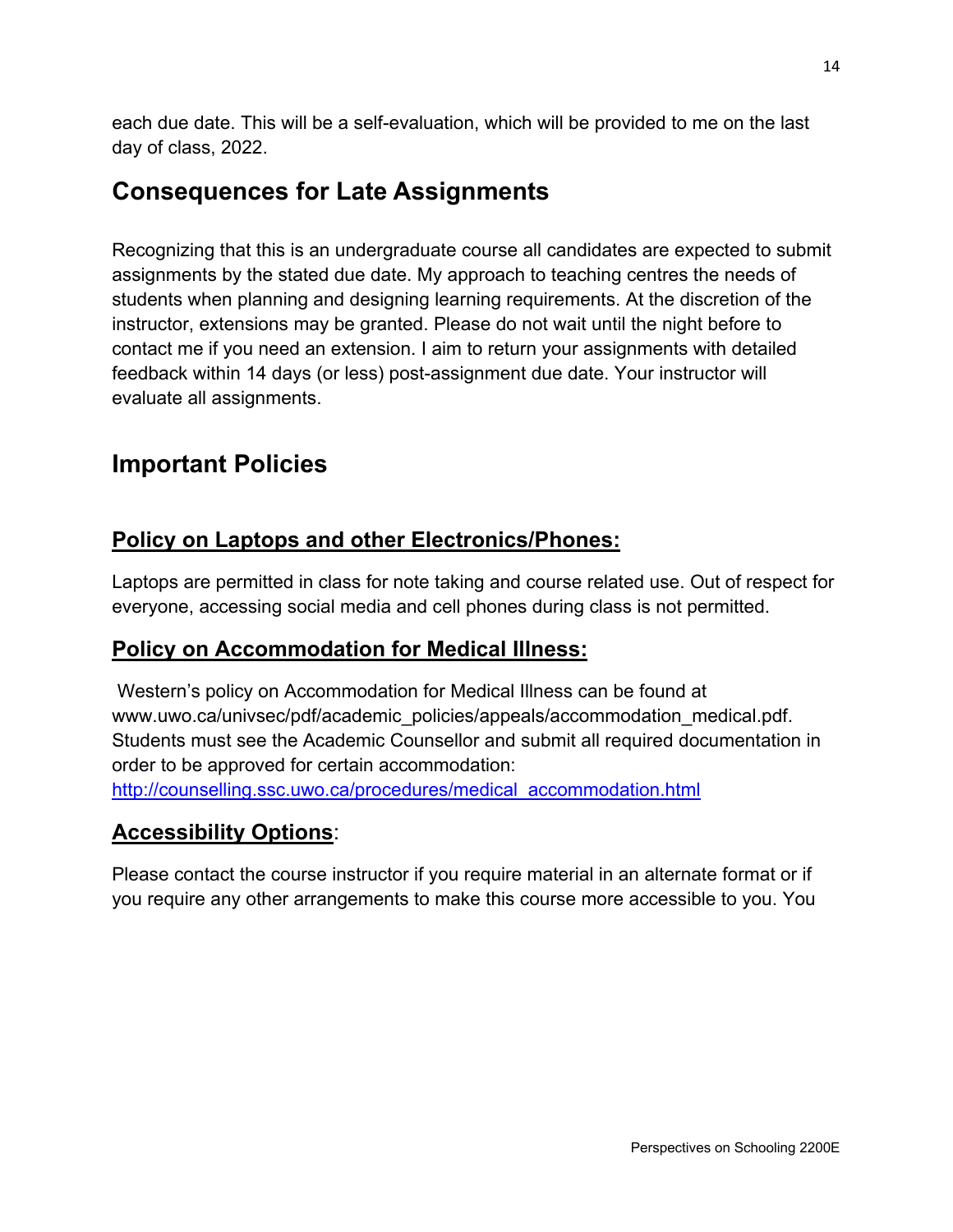each due date. This will be a self-evaluation, which will be provided to me on the last day of class, 2022.

## Consequences for Late Assignments

Recognizing that this is an undergraduate course all candidates are expected to submit assignments by the stated due date. My approach to teaching centres the needs of students when planning and designing learning requirements. At the discretion of the instructor, extensions may be granted. Please do not wait until the night before to contact me if you need an extension. I aim to return your assignments with detailed feedback within 14 days (or less) post-assignment due date. Your instructor will evaluate all assignments.

## Important Policies

### Policy on Laptops and other Electronics/Phones:

Laptops are permitted in class for note taking and course related use. Out of respect for everyone, accessing social media and cell phones during class is not permitted.

### Policy on Accommodation for Medical Illness:

Western's policy on Accommodation for Medical Illness can be found at www.uwo.ca/univsec/pdf/academic_policies/appeals/accommodation_medical.pdf. Students must see the Academic Counsellor and submit all required documentation in order to be approved for certain accommodation: [http://counselling.ssc.uwo.ca/procedures/medical_accommodation.html](http://counselling.ssc.uwo.ca/procedures/medical_accommodation.html)

### Accessibility Options:

Please contact the course instructor if you require material in an alternate format or if you require any other arrangements to make this course more accessible to you. You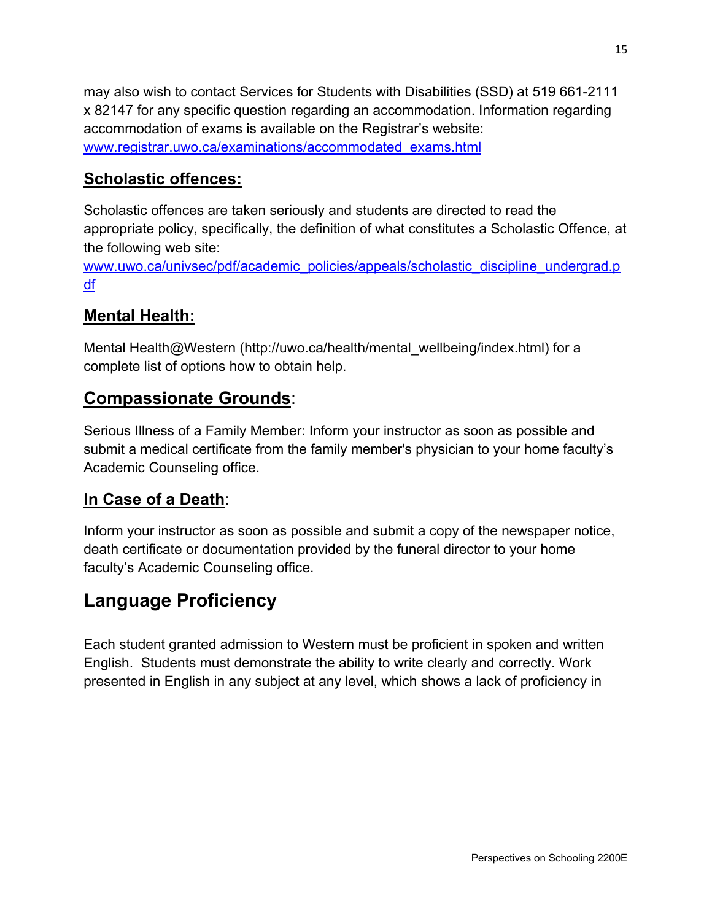may also wish to contact Services for Students with Disabilities (SSD) at 519 661-2111 x 82147 for any specific question regarding an accommodation. Information regarding accommodation of exams is available on the Registrar's website: [www.registrar.uwo.ca/examinations/accommodated_exams.html](www.registrar.uwo.ca/examinations/accommodated_exams.html)

## Scholastic offences:

Scholastic offences are taken seriously and students are directed to read the appropriate policy, specifically, the definition of what constitutes a Scholastic Offence, at the following web site: [www.uwo.ca/univsec/pdf/academic_policies/appeals/scholastic_discipline_undergrad.pdf](www.uwo.ca/univsec/pdf/academic_policies/appeals/scholastic_discipline_undergrad.pdf)

## Mental Health:

Mental Health@Western (http://uwo.ca/health/mental_wellbeing/index.html) for a complete list of options how to obtain help.

## Compassionate Grounds:

Serious Illness of a Family Member: Inform your instructor as soon as possible and submit a medical certificate from the family member's physician to your home faculty's Academic Counseling office.

## In Case of a Death:

Inform your instructor as soon as possible and submit a copy of the newspaper notice, death certificate or documentation provided by the funeral director to your home faculty's Academic Counseling office.

# Language Proficiency

Each student granted admission to Western must be proficient in spoken and written English. Students must demonstrate the ability to write clearly and correctly. Work presented in English in any subject at any level, which shows a lack of proficiency in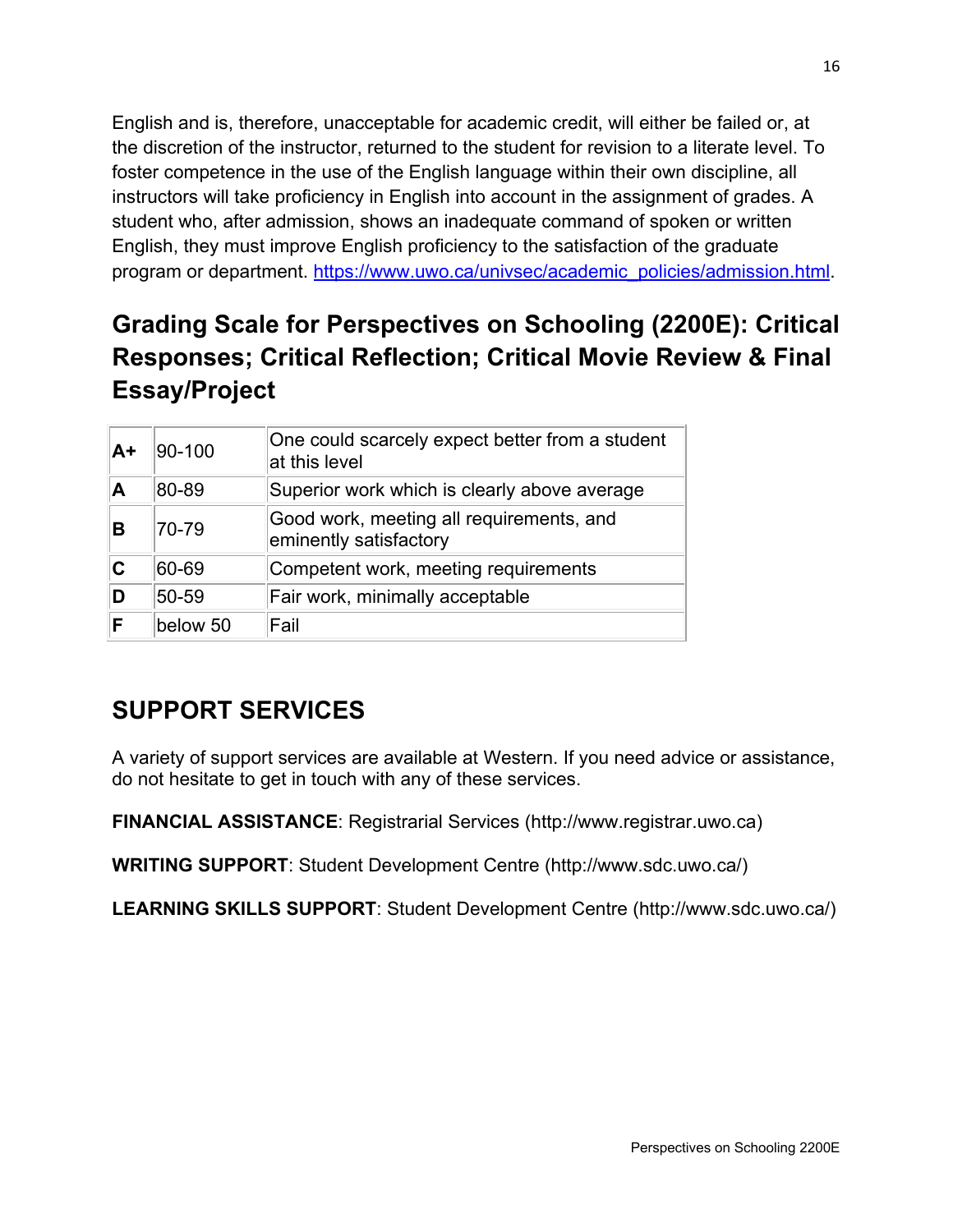English and is, therefore, unacceptable for academic credit, will either be failed or, at the discretion of the instructor, returned to the student for revision to a literate level. To foster competence in the use of the English language within their own discipline, all instructors will take proficiency in English into account in the assignment of grades. A student who, after admission, shows an inadequate command of spoken or written English, they must improve English proficiency to the satisfaction of the graduate program or department. https://www.uwo.ca/univsec/academic_policies/admission.html.

## Grading Scale for Perspectives on Schooling (2200E): Critical Responses; Critical Reflection; Critical Movie Review & Final Essay/Project

| | | |
|---|---|---|
| **A+** | 90-100 | One could scarcely expect better from a student at this level |
| **A** | 80-89 | Superior work which is clearly above average |
| **B** | 70-79 | Good work, meeting all requirements, and eminently satisfactory |
| **C** | 60-69 | Competent work, meeting requirements |
| **D** | 50-59 | Fair work, minimally acceptable |
| **F** | below 50 | Fail |

## SUPPORT SERVICES

A variety of support services are available at Western. If you need advice or assistance, do not hesitate to get in touch with any of these services.

**FINANCIAL ASSISTANCE**: Registrarial Services (http://www.registrar.uwo.ca)

**WRITING SUPPORT**: Student Development Centre (http://www.sdc.uwo.ca/)

**LEARNING SKILLS SUPPORT**: Student Development Centre (http://www.sdc.uwo.ca/)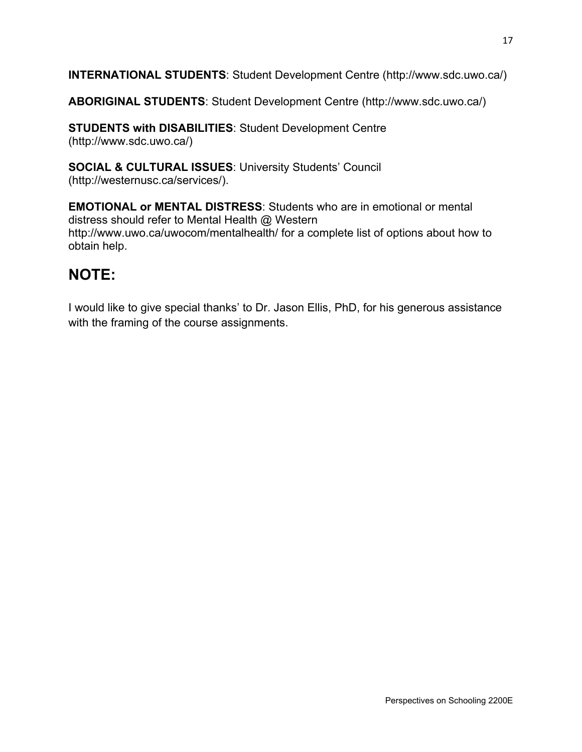**INTERNATIONAL STUDENTS**: Student Development Centre (http://www.sdc.uwo.ca/)

**ABORIGINAL STUDENTS**: Student Development Centre (http://www.sdc.uwo.ca/)

**STUDENTS with DISABILITIES**: Student Development Centre (http://www.sdc.uwo.ca/)

**SOCIAL & CULTURAL ISSUES**: University Students' Council (http://westernusc.ca/services/).

**EMOTIONAL or MENTAL DISTRESS**: Students who are in emotional or mental distress should refer to Mental Health @ Western http://www.uwo.ca/uwocom/mentalhealth/ for a complete list of options about how to obtain help.

## NOTE:

I would like to give special thanks' to Dr. Jason Ellis, PhD, for his generous assistance with the framing of the course assignments.